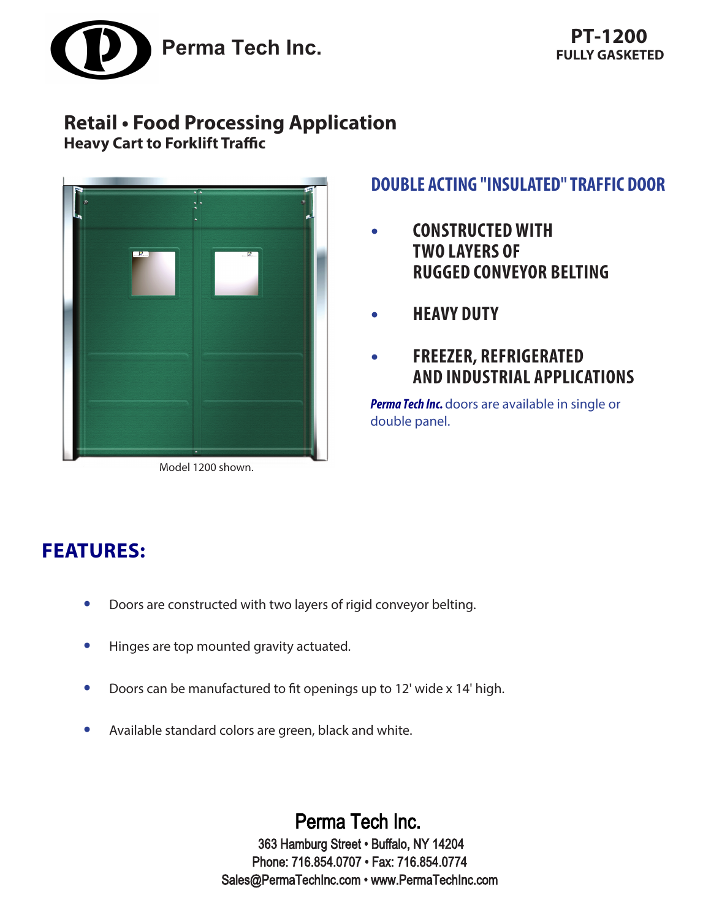Perma Tech Inc.

**PT-1200**
**FULLY GASKETED**

## Retail • Food Processing Application

**Heavy Cart to Forklift Traffic**

Model 1200 shown.

## DOUBLE ACTING "INSULATED" TRAFFIC DOOR

- **CONSTRUCTED WITH TWO LAYERS OF RUGGED CONVEYOR BELTING**
- **HEAVY DUTY**
- **FREEZER, REFRIGERATED AND INDUSTRIAL APPLICATIONS**

***Perma Tech Inc.*** doors are available in single or double panel.

## FEATURES:

- Doors are constructed with two layers of rigid conveyor belting.
- Hinges are top mounted gravity actuated.
- Doors can be manufactured to fit openings up to 12' wide x 14' high.
- Available standard colors are green, black and white.

Perma Tech Inc.
363 Hamburg Street • Buffalo, NY 14204
Phone: 716.854.0707 • Fax: 716.854.0774
Sales@PermaTechInc.com • www.PermaTechInc.com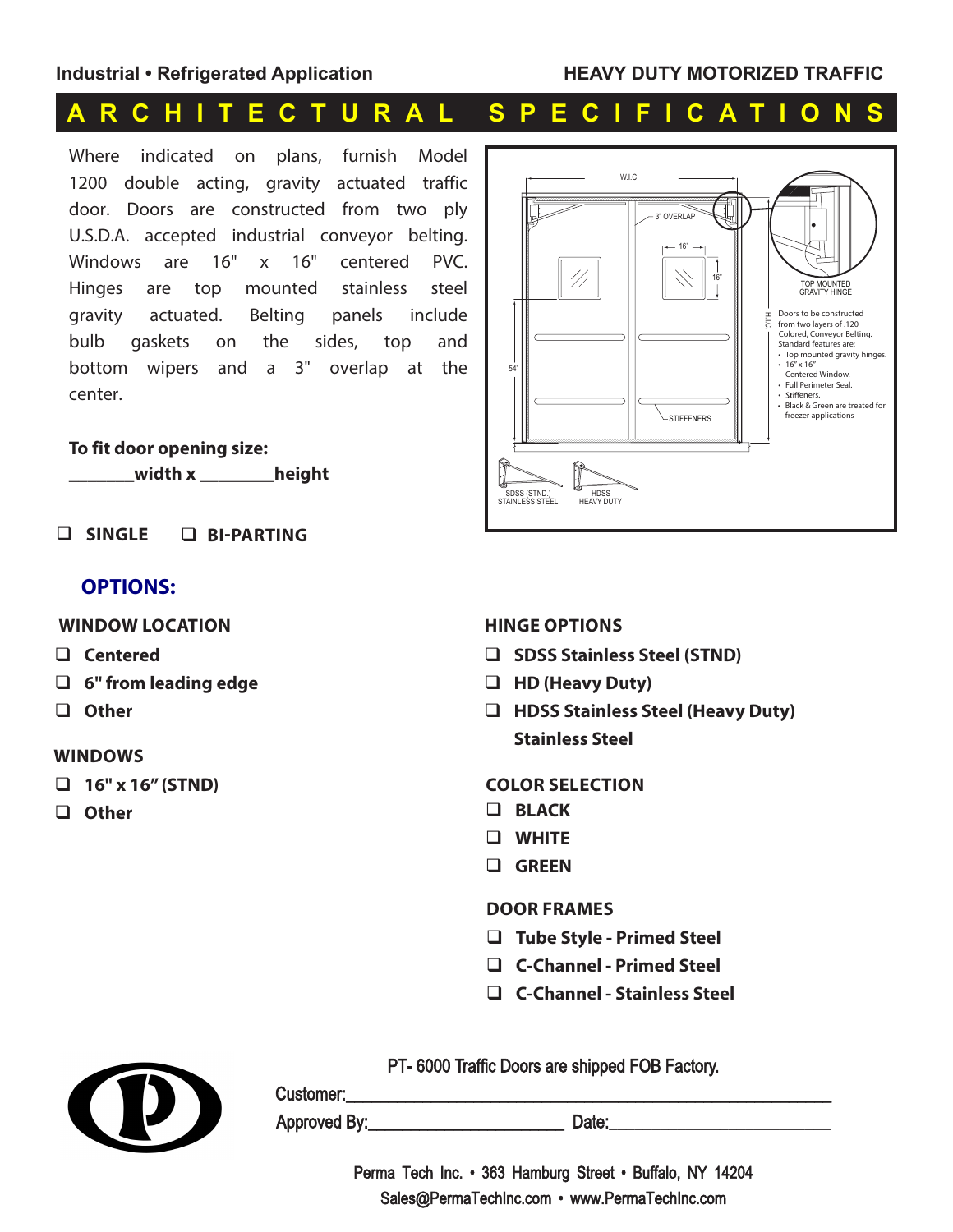Industrial • Refrigerated Application

HEAVY DUTY MOTORIZED TRAFFIC

# ARCHITECTURAL SPECIFICATIONS

Where indicated on plans, furnish Model 1200 double acting, gravity actuated traffic door. Doors are constructed from two ply U.S.D.A. accepted industrial conveyor belting. Windows are 16" x 16" centered PVC. Hinges are top mounted stainless steel gravity actuated. Belting panels include bulb gaskets on the sides, top and bottom wipers and a 3" overlap at the center.

W.I.C.

3" OVERLAP

16"

16"

54"

H.I.C.

STIFFENERS

TOP MOUNTED GRAVITY HINGE

Doors to be constructed from two layers of .120 Colored, Conveyor Belting. Standard features are:
- Top mounted gravity hinges.
- 16" x 16" Centered Window.
- Full Perimeter Seal.
- Stiffeners.
- Black & Green are treated for freezer applications

SDSS (STND.) STAINLESS STEEL

HDSS HEAVY DUTY

**To fit door opening size:**
**_______width x ________height**

❑ **SINGLE** ❑ **BI-PARTING**

## OPTIONS:

**WINDOW LOCATION**
- ❑ **Centered**
- ❑ **6" from leading edge**
- ❑ **Other**

**WINDOWS**
- ❑ **16" x 16" (STND)**
- ❑ **Other**

**HINGE OPTIONS**
- ❑ **SDSS Stainless Steel (STND)**
- ❑ **HD (Heavy Duty)**
- ❑ **HDSS Stainless Steel (Heavy Duty) Stainless Steel**

**COLOR SELECTION**
- ❑ **BLACK**
- ❑ **WHITE**
- ❑ **GREEN**

**DOOR FRAMES**
- ❑ **Tube Style - Primed Steel**
- ❑ **C-Channel - Primed Steel**
- ❑ **C-Channel - Stainless Steel**

PT- 6000 Traffic Doors are shipped FOB Factory.

Customer:_______________________________________________

Approved By:______________________ Date:______________________

Perma Tech Inc. • 363 Hamburg Street • Buffalo, NY 14204
Sales@PermaTechInc.com • www.PermaTechInc.com